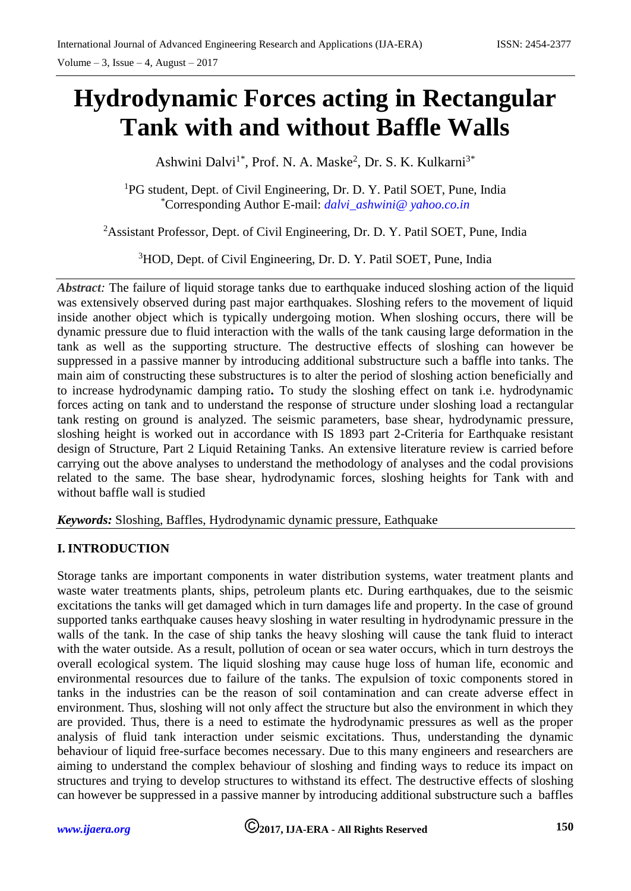# Hydrodynamic Forces acting in Rectangular Tank with and without Baffle Walls

Ashwini Dalvi[1*], Prof. N. A. Maske[2], Dr. S. K. Kulkarni[3*]

[1]PG student, Dept. of Civil Engineering, Dr. D. Y. Patil SOET, Pune, India
[*]Corresponding Author E-mail: *dalvi_ashwini@ yahoo.co.in*

[2]Assistant Professor, Dept. of Civil Engineering, Dr. D. Y. Patil SOET, Pune, India

[3]HOD, Dept. of Civil Engineering, Dr. D. Y. Patil SOET, Pune, India

***Abstract:*** The failure of liquid storage tanks due to earthquake induced sloshing action of the liquid was extensively observed during past major earthquakes. Sloshing refers to the movement of liquid inside another object which is typically undergoing motion. When sloshing occurs, there will be dynamic pressure due to fluid interaction with the walls of the tank causing large deformation in the tank as well as the supporting structure. The destructive effects of sloshing can however be suppressed in a passive manner by introducing additional substructure such a baffle into tanks. The main aim of constructing these substructures is to alter the period of sloshing action beneficially and to increase hydrodynamic damping ratio**.** To study the sloshing effect on tank i.e. hydrodynamic forces acting on tank and to understand the response of structure under sloshing load a rectangular tank resting on ground is analyzed. The seismic parameters, base shear, hydrodynamic pressure, sloshing height is worked out in accordance with IS 1893 part 2-Criteria for Earthquake resistant design of Structure, Part 2 Liquid Retaining Tanks. An extensive literature review is carried before carrying out the above analyses to understand the methodology of analyses and the codal provisions related to the same. The base shear, hydrodynamic forces, sloshing heights for Tank with and without baffle wall is studied

***Keywords:*** Sloshing, Baffles, Hydrodynamic dynamic pressure, Eathquake

## I. INTRODUCTION

Storage tanks are important components in water distribution systems, water treatment plants and waste water treatments plants, ships, petroleum plants etc. During earthquakes, due to the seismic excitations the tanks will get damaged which in turn damages life and property. In the case of ground supported tanks earthquake causes heavy sloshing in water resulting in hydrodynamic pressure in the walls of the tank. In the case of ship tanks the heavy sloshing will cause the tank fluid to interact with the water outside. As a result, pollution of ocean or sea water occurs, which in turn destroys the overall ecological system. The liquid sloshing may cause huge loss of human life, economic and environmental resources due to failure of the tanks. The expulsion of toxic components stored in tanks in the industries can be the reason of soil contamination and can create adverse effect in environment. Thus, sloshing will not only affect the structure but also the environment in which they are provided. Thus, there is a need to estimate the hydrodynamic pressures as well as the proper analysis of fluid tank interaction under seismic excitations. Thus, understanding the dynamic behaviour of liquid free-surface becomes necessary. Due to this many engineers and researchers are aiming to understand the complex behaviour of sloshing and finding ways to reduce its impact on structures and trying to develop structures to withstand its effect. The destructive effects of sloshing can however be suppressed in a passive manner by introducing additional substructure such a baffles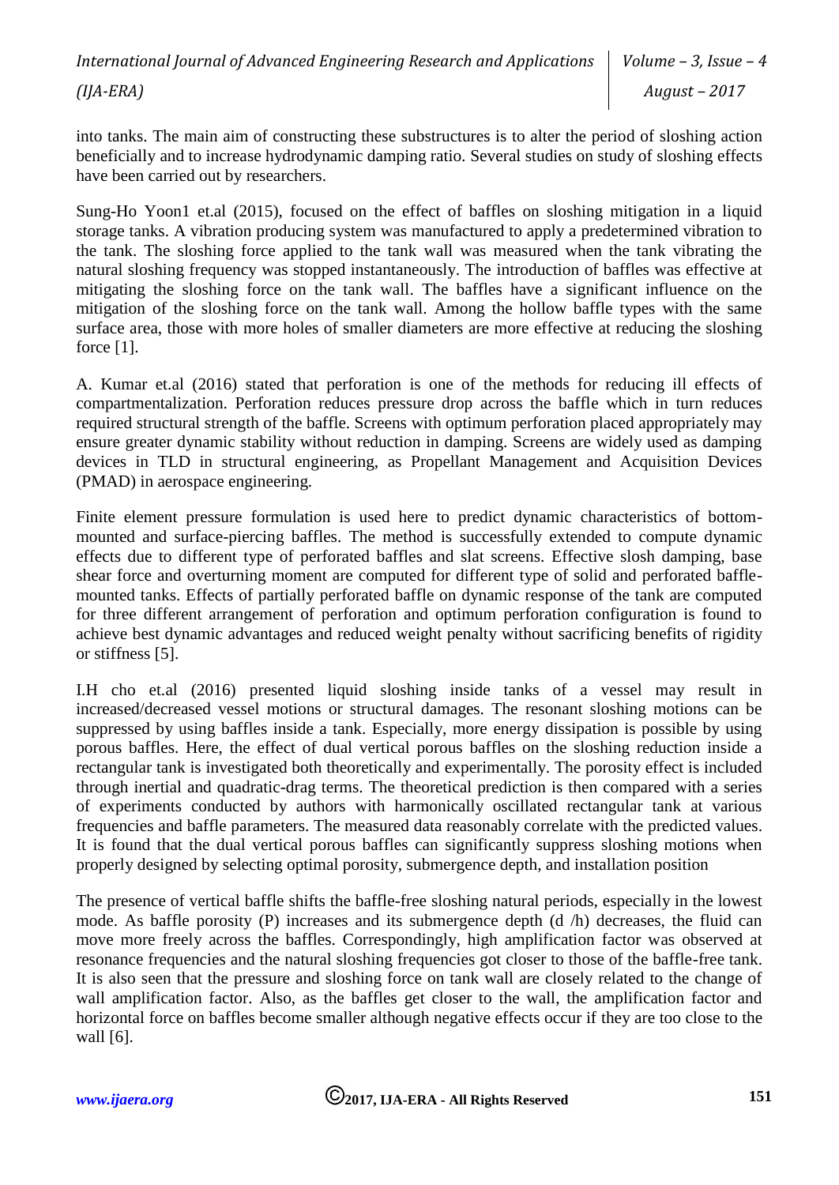into tanks. The main aim of constructing these substructures is to alter the period of sloshing action beneficially and to increase hydrodynamic damping ratio. Several studies on study of sloshing effects have been carried out by researchers.

Sung-Ho Yoon1 et.al (2015), focused on the effect of baffles on sloshing mitigation in a liquid storage tanks. A vibration producing system was manufactured to apply a predetermined vibration to the tank. The sloshing force applied to the tank wall was measured when the tank vibrating the natural sloshing frequency was stopped instantaneously. The introduction of baffles was effective at mitigating the sloshing force on the tank wall. The baffles have a significant influence on the mitigation of the sloshing force on the tank wall. Among the hollow baffle types with the same surface area, those with more holes of smaller diameters are more effective at reducing the sloshing force [1].

A. Kumar et.al (2016) stated that perforation is one of the methods for reducing ill effects of compartmentalization. Perforation reduces pressure drop across the baffle which in turn reduces required structural strength of the baffle. Screens with optimum perforation placed appropriately may ensure greater dynamic stability without reduction in damping. Screens are widely used as damping devices in TLD in structural engineering, as Propellant Management and Acquisition Devices (PMAD) in aerospace engineering.

Finite element pressure formulation is used here to predict dynamic characteristics of bottom-mounted and surface-piercing baffles. The method is successfully extended to compute dynamic effects due to different type of perforated baffles and slat screens. Effective slosh damping, base shear force and overturning moment are computed for different type of solid and perforated baffle-mounted tanks. Effects of partially perforated baffle on dynamic response of the tank are computed for three different arrangement of perforation and optimum perforation configuration is found to achieve best dynamic advantages and reduced weight penalty without sacrificing benefits of rigidity or stiffness [5].

I.H cho et.al (2016) presented liquid sloshing inside tanks of a vessel may result in increased/decreased vessel motions or structural damages. The resonant sloshing motions can be suppressed by using baffles inside a tank. Especially, more energy dissipation is possible by using porous baffles. Here, the effect of dual vertical porous baffles on the sloshing reduction inside a rectangular tank is investigated both theoretically and experimentally. The porosity effect is included through inertial and quadratic-drag terms. The theoretical prediction is then compared with a series of experiments conducted by authors with harmonically oscillated rectangular tank at various frequencies and baffle parameters. The measured data reasonably correlate with the predicted values. It is found that the dual vertical porous baffles can significantly suppress sloshing motions when properly designed by selecting optimal porosity, submergence depth, and installation position

The presence of vertical baffle shifts the baffle-free sloshing natural periods, especially in the lowest mode. As baffle porosity (P) increases and its submergence depth (d /h) decreases, the fluid can move more freely across the baffles. Correspondingly, high amplification factor was observed at resonance frequencies and the natural sloshing frequencies got closer to those of the baffle-free tank. It is also seen that the pressure and sloshing force on tank wall are closely related to the change of wall amplification factor. Also, as the baffles get closer to the wall, the amplification factor and horizontal force on baffles become smaller although negative effects occur if they are too close to the wall [6].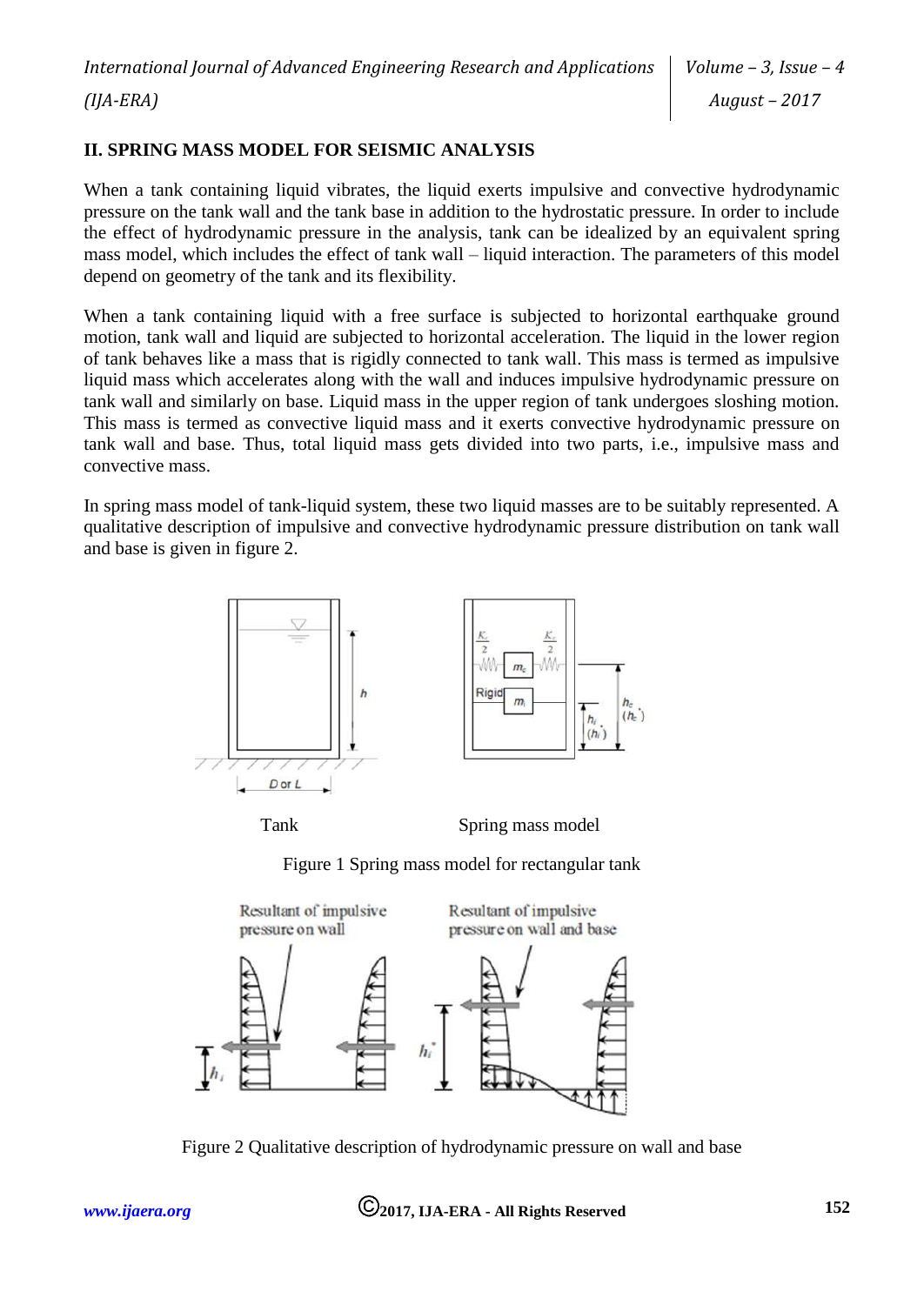## II. SPRING MASS MODEL FOR SEISMIC ANALYSIS

When a tank containing liquid vibrates, the liquid exerts impulsive and convective hydrodynamic pressure on the tank wall and the tank base in addition to the hydrostatic pressure. In order to include the effect of hydrodynamic pressure in the analysis, tank can be idealized by an equivalent spring mass model, which includes the effect of tank wall – liquid interaction. The parameters of this model depend on geometry of the tank and its flexibility.

When a tank containing liquid with a free surface is subjected to horizontal earthquake ground motion, tank wall and liquid are subjected to horizontal acceleration. The liquid in the lower region of tank behaves like a mass that is rigidly connected to tank wall. This mass is termed as impulsive liquid mass which accelerates along with the wall and induces impulsive hydrodynamic pressure on tank wall and similarly on base. Liquid mass in the upper region of tank undergoes sloshing motion. This mass is termed as convective liquid mass and it exerts convective hydrodynamic pressure on tank wall and base. Thus, total liquid mass gets divided into two parts, i.e., impulsive mass and convective mass.

In spring mass model of tank-liquid system, these two liquid masses are to be suitably represented. A qualitative description of impulsive and convective hydrodynamic pressure distribution on tank wall and base is given in figure 2.

Tank Spring mass model

Figure 1 Spring mass model for rectangular tank

Figure 2 Qualitative description of hydrodynamic pressure on wall and base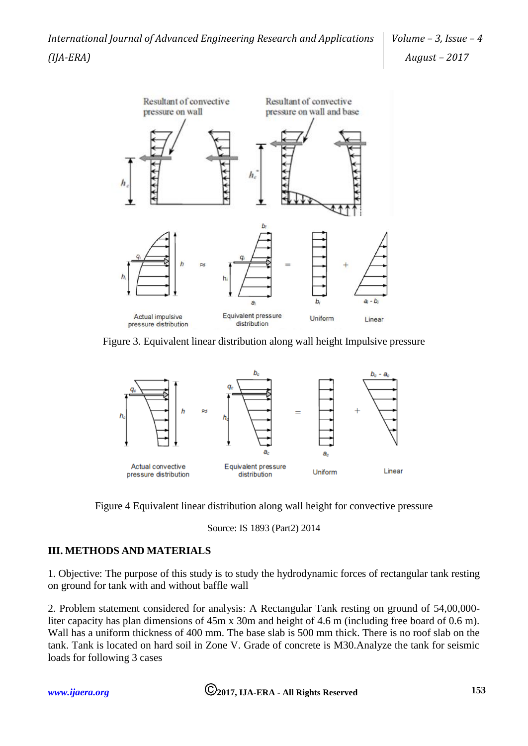Figure 3. Equivalent linear distribution along wall height Impulsive pressure

Figure 4 Equivalent linear distribution along wall height for convective pressure

Source: IS 1893 (Part2) 2014

## III. METHODS AND MATERIALS

1. Objective: The purpose of this study is to study the hydrodynamic forces of rectangular tank resting on ground for tank with and without baffle wall

2. Problem statement considered for analysis: A Rectangular Tank resting on ground of 54,00,000-liter capacity has plan dimensions of 45m x 30m and height of 4.6 m (including free board of 0.6 m). Wall has a uniform thickness of 400 mm. The base slab is 500 mm thick. There is no roof slab on the tank. Tank is located on hard soil in Zone V. Grade of concrete is M30.Analyze the tank for seismic loads for following 3 cases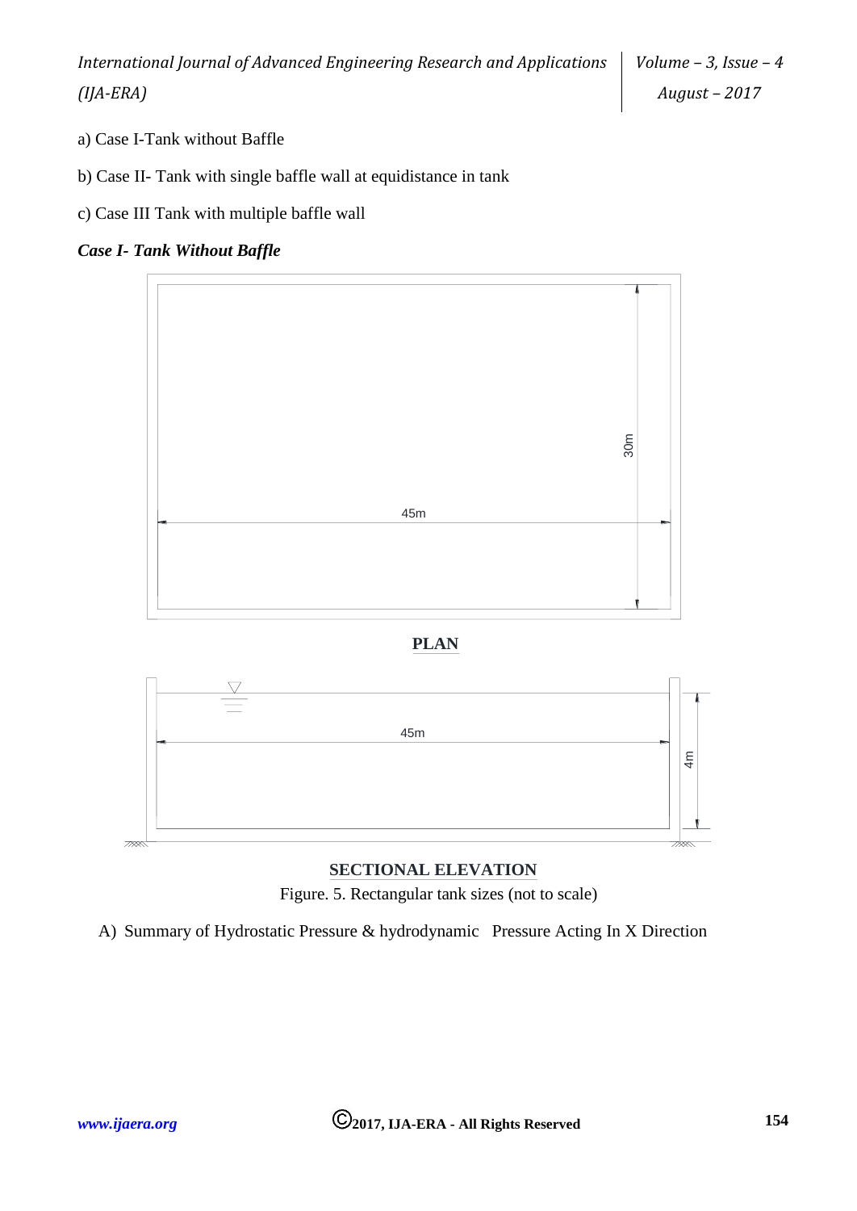a) Case I-Tank without Baffle

b) Case II- Tank with single baffle wall at equidistance in tank

c) Case III Tank with multiple baffle wall

***Case I- Tank Without Baffle***

**PLAN**

**SECTIONAL ELEVATION**

Figure. 5. Rectangular tank sizes (not to scale)

A) Summary of Hydrostatic Pressure & hydrodynamic Pressure Acting In X Direction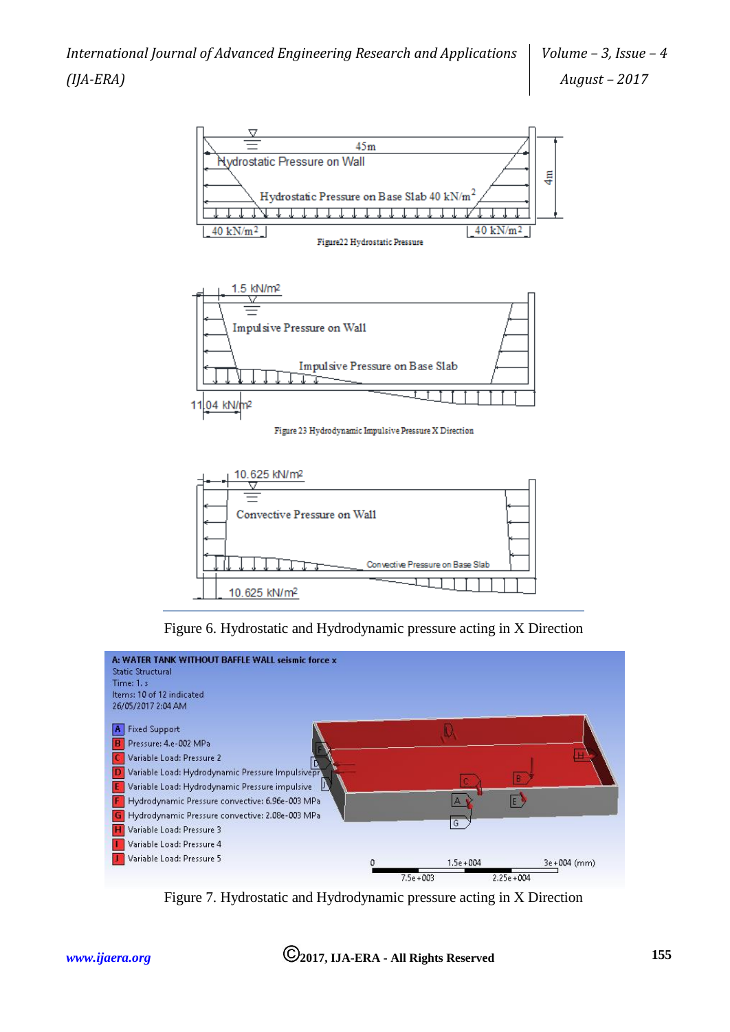Figure22 Hydrostatic Pressure

Figure 23 Hydrodynamic Impulsive Pressure X Direction

Figure 6. Hydrostatic and Hydrodynamic pressure acting in X Direction

Figure 7. Hydrostatic and Hydrodynamic pressure acting in X Direction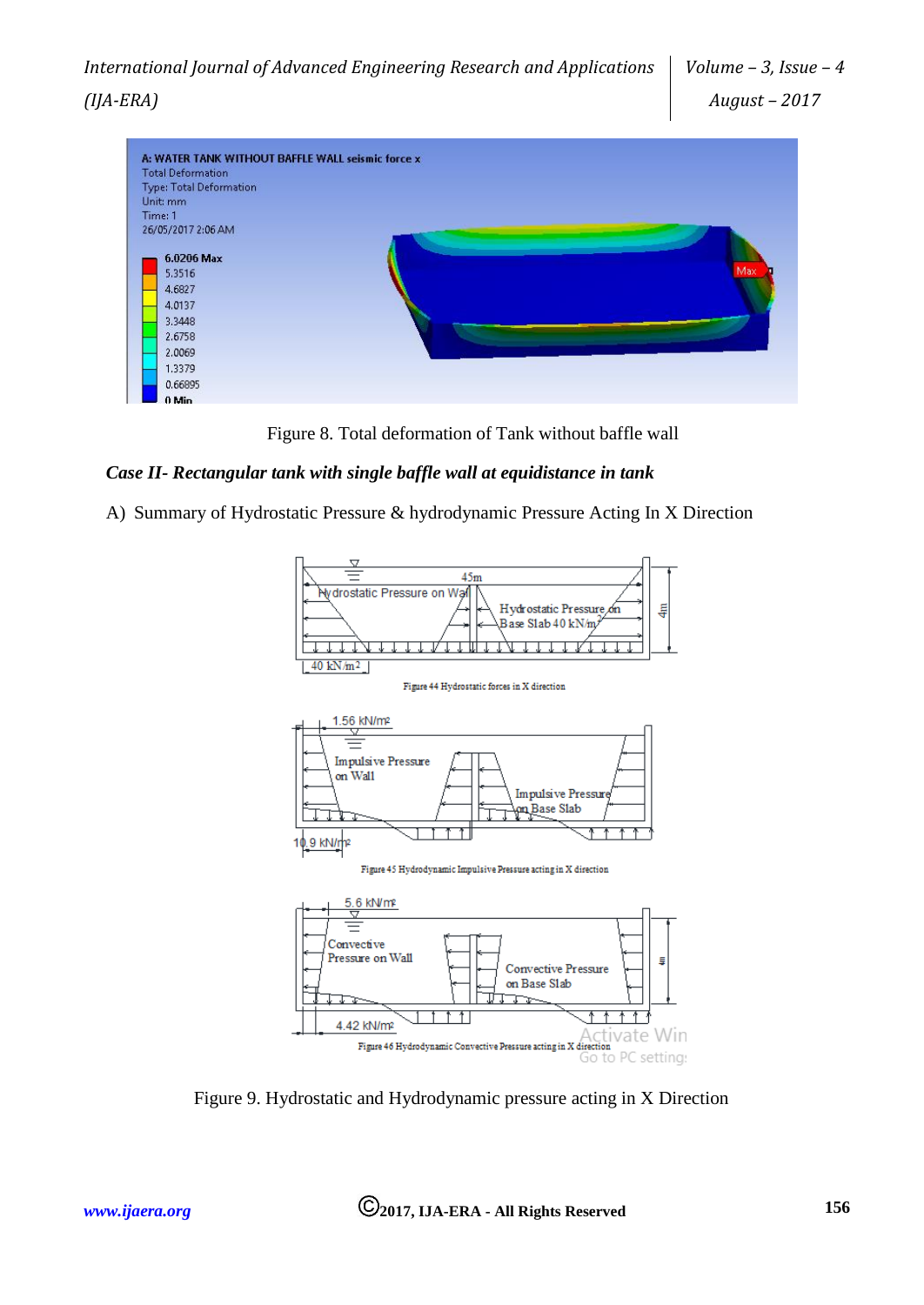Figure 8. Total deformation of Tank without baffle wall

***Case II- Rectangular tank with single baffle wall at equidistance in tank***

A) Summary of Hydrostatic Pressure & hydrodynamic Pressure Acting In X Direction

Figure 9. Hydrostatic and Hydrodynamic pressure acting in X Direction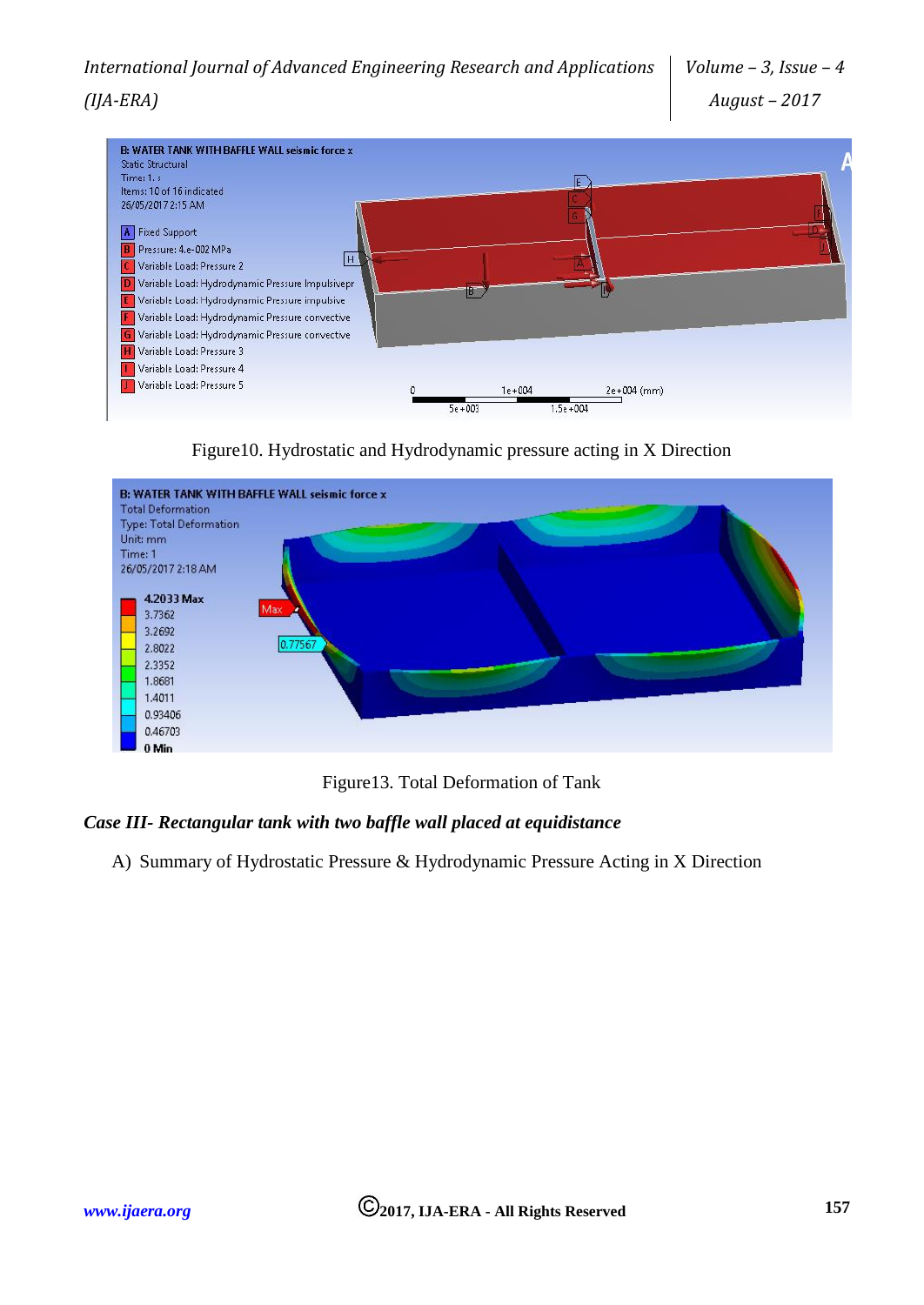Figure10. Hydrostatic and Hydrodynamic pressure acting in X Direction

Figure13. Total Deformation of Tank

*Case III- Rectangular tank with two baffle wall placed at equidistance*

A) Summary of Hydrostatic Pressure & Hydrodynamic Pressure Acting in X Direction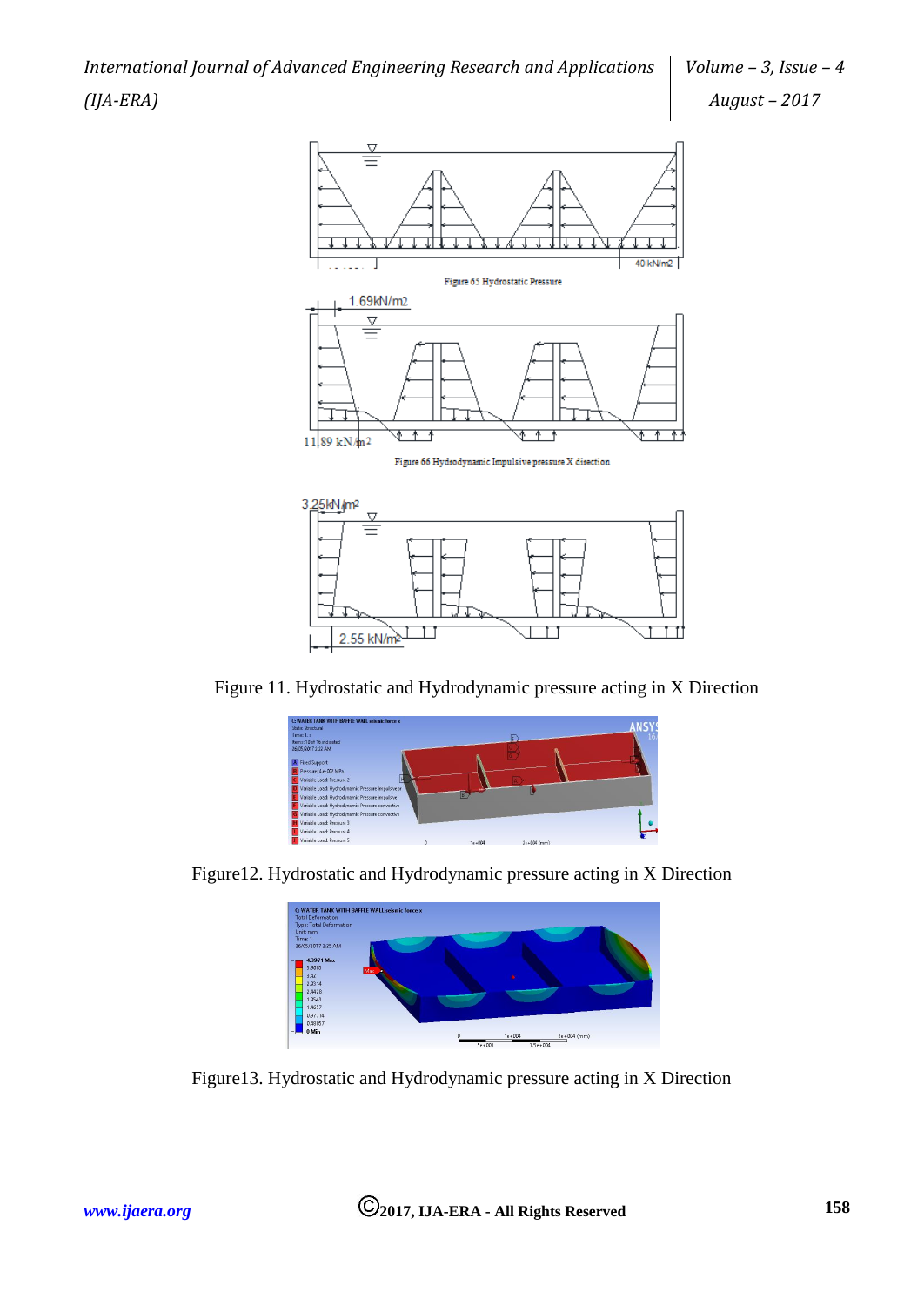Figure 65 Hydrostatic Pressure

Figure 66 Hydrodynamic Impulsive pressure X direction

Figure 11. Hydrostatic and Hydrodynamic pressure acting in X Direction

Figure12. Hydrostatic and Hydrodynamic pressure acting in X Direction

Figure13. Hydrostatic and Hydrodynamic pressure acting in X Direction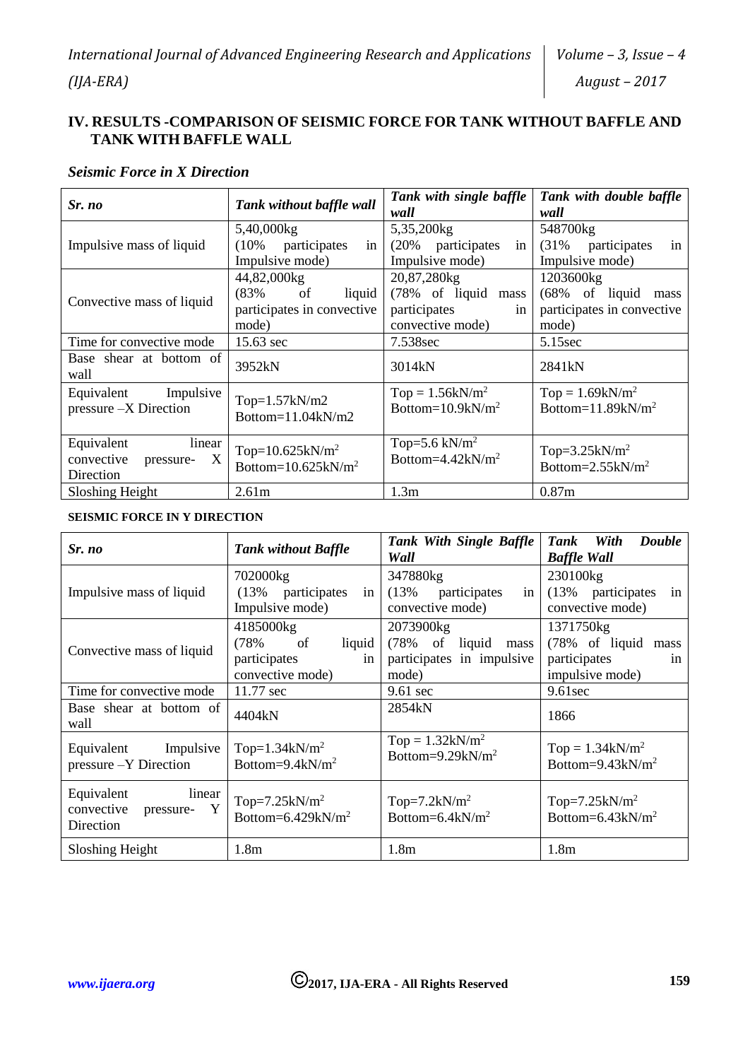## IV. RESULTS -COMPARISON OF SEISMIC FORCE FOR TANK WITHOUT BAFFLE AND TANK WITH BAFFLE WALL

### *Seismic Force in X Direction*

| *Sr. no* | *Tank without baffle wall* | *Tank with single baffle wall* | *Tank with double baffle wall* |
|---|---|---|---|
| Impulsive mass of liquid | 5,40,000kg (10% participates in Impulsive mode) | 5,35,200kg (20% participates in Impulsive mode) | 548700kg (31% participates in Impulsive mode) |
| Convective mass of liquid | 44,82,000kg (83% of liquid participates in convective mode) | 20,87,280kg (78% of liquid mass participates in convective mode) | 1203600kg (68% of liquid mass participates in convective mode) |
| Time for convective mode | 15.63 sec | 7.538sec | 5.15sec |
| Base shear at bottom of wall | 3952kN | 3014kN | 2841kN |
| Equivalent Impulsive pressure –X Direction | Top=1.57kN/m2 Bottom=11.04kN/m2 | Top = 1.56kN/m$^2$ Bottom=10.9kN/m$^2$ | Top = 1.69kN/m$^2$ Bottom=11.89kN/m$^2$ |
| Equivalent linear convective pressure- X Direction | Top=10.625kN/m$^2$ Bottom=10.625kN/m$^2$ | Top=5.6 kN/m$^2$ Bottom=4.42kN/m$^2$ | Top=3.25kN/m$^2$ Bottom=2.55kN/m$^2$ |
| Sloshing Height | 2.61m | 1.3m | 0.87m |

**SEISMIC FORCE IN Y DIRECTION**

| *Sr. no* | *Tank without Baffle* | *Tank With Single Baffle Wall* | *Tank With Double Baffle Wall* |
|---|---|---|---|
| Impulsive mass of liquid | 702000kg (13% participates in Impulsive mode) | 347880kg (13% participates in convective mode) | 230100kg (13% participates in convective mode) |
| Convective mass of liquid | 4185000kg (78% of liquid participates in convective mode) | 2073900kg (78% of liquid mass participates in impulsive mode) | 1371750kg (78% of liquid mass participates in impulsive mode) |
| Time for convective mode | 11.77 sec | 9.61 sec | 9.61sec |
| Base shear at bottom of wall | 4404kN | 2854kN | 1866 |
| Equivalent Impulsive pressure –Y Direction | Top=1.34kN/m$^2$ Bottom=9.4kN/m$^2$ | Top = 1.32kN/m$^2$ Bottom=9.29kN/m$^2$ | Top = 1.34kN/m$^2$ Bottom=9.43kN/m$^2$ |
| Equivalent linear convective pressure- Y Direction | Top=7.25kN/m$^2$ Bottom=6.429kN/m$^2$ | Top=7.2kN/m$^2$ Bottom=6.4kN/m$^2$ | Top=7.25kN/m$^2$ Bottom=6.43kN/m$^2$ |
| Sloshing Height | 1.8m | 1.8m | 1.8m |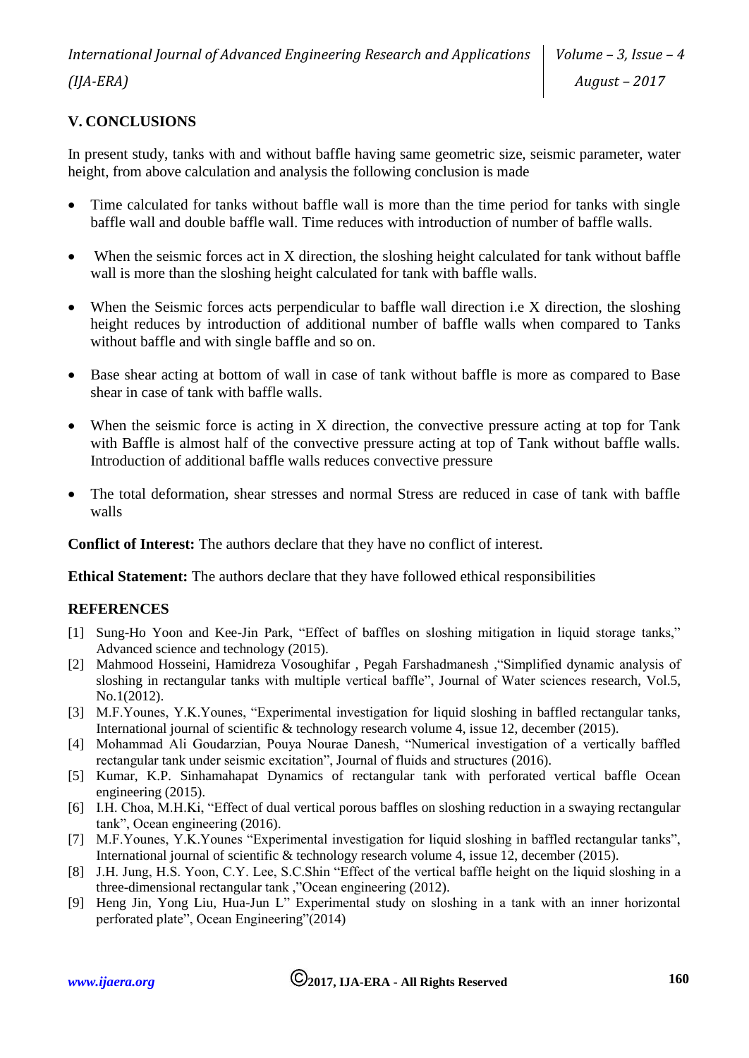## V. CONCLUSIONS

In present study, tanks with and without baffle having same geometric size, seismic parameter, water height, from above calculation and analysis the following conclusion is made

- Time calculated for tanks without baffle wall is more than the time period for tanks with single baffle wall and double baffle wall. Time reduces with introduction of number of baffle walls.
- When the seismic forces act in X direction, the sloshing height calculated for tank without baffle wall is more than the sloshing height calculated for tank with baffle walls.
- When the Seismic forces acts perpendicular to baffle wall direction i.e X direction, the sloshing height reduces by introduction of additional number of baffle walls when compared to Tanks without baffle and with single baffle and so on.
- Base shear acting at bottom of wall in case of tank without baffle is more as compared to Base shear in case of tank with baffle walls.
- When the seismic force is acting in X direction, the convective pressure acting at top for Tank with Baffle is almost half of the convective pressure acting at top of Tank without baffle walls. Introduction of additional baffle walls reduces convective pressure
- The total deformation, shear stresses and normal Stress are reduced in case of tank with baffle walls

**Conflict of Interest:** The authors declare that they have no conflict of interest.

**Ethical Statement:** The authors declare that they have followed ethical responsibilities

## REFERENCES

[1] Sung-Ho Yoon and Kee-Jin Park, "Effect of baffles on sloshing mitigation in liquid storage tanks," Advanced science and technology (2015).

[2] Mahmood Hosseini, Hamidreza Vosoughifar , Pegah Farshadmanesh ,"Simplified dynamic analysis of sloshing in rectangular tanks with multiple vertical baffle", Journal of Water sciences research, Vol.5, No.1(2012).

[3] M.F.Younes, Y.K.Younes, "Experimental investigation for liquid sloshing in baffled rectangular tanks, International journal of scientific & technology research volume 4, issue 12, december (2015).

[4] Mohammad Ali Goudarzian, Pouya Nourae Danesh, "Numerical investigation of a vertically baffled rectangular tank under seismic excitation", Journal of fluids and structures (2016).

[5] Kumar, K.P. Sinhamahapat Dynamics of rectangular tank with perforated vertical baffle Ocean engineering (2015).

[6] I.H. Choa, M.H.Ki, "Effect of dual vertical porous baffles on sloshing reduction in a swaying rectangular tank", Ocean engineering (2016).

[7] M.F.Younes, Y.K.Younes "Experimental investigation for liquid sloshing in baffled rectangular tanks", International journal of scientific & technology research volume 4, issue 12, december (2015).

[8] J.H. Jung, H.S. Yoon, C.Y. Lee, S.C.Shin "Effect of the vertical baffle height on the liquid sloshing in a three-dimensional rectangular tank ,"Ocean engineering (2012).

[9] Heng Jin, Yong Liu, Hua-Jun L" Experimental study on sloshing in a tank with an inner horizontal perforated plate", Ocean Engineering"(2014)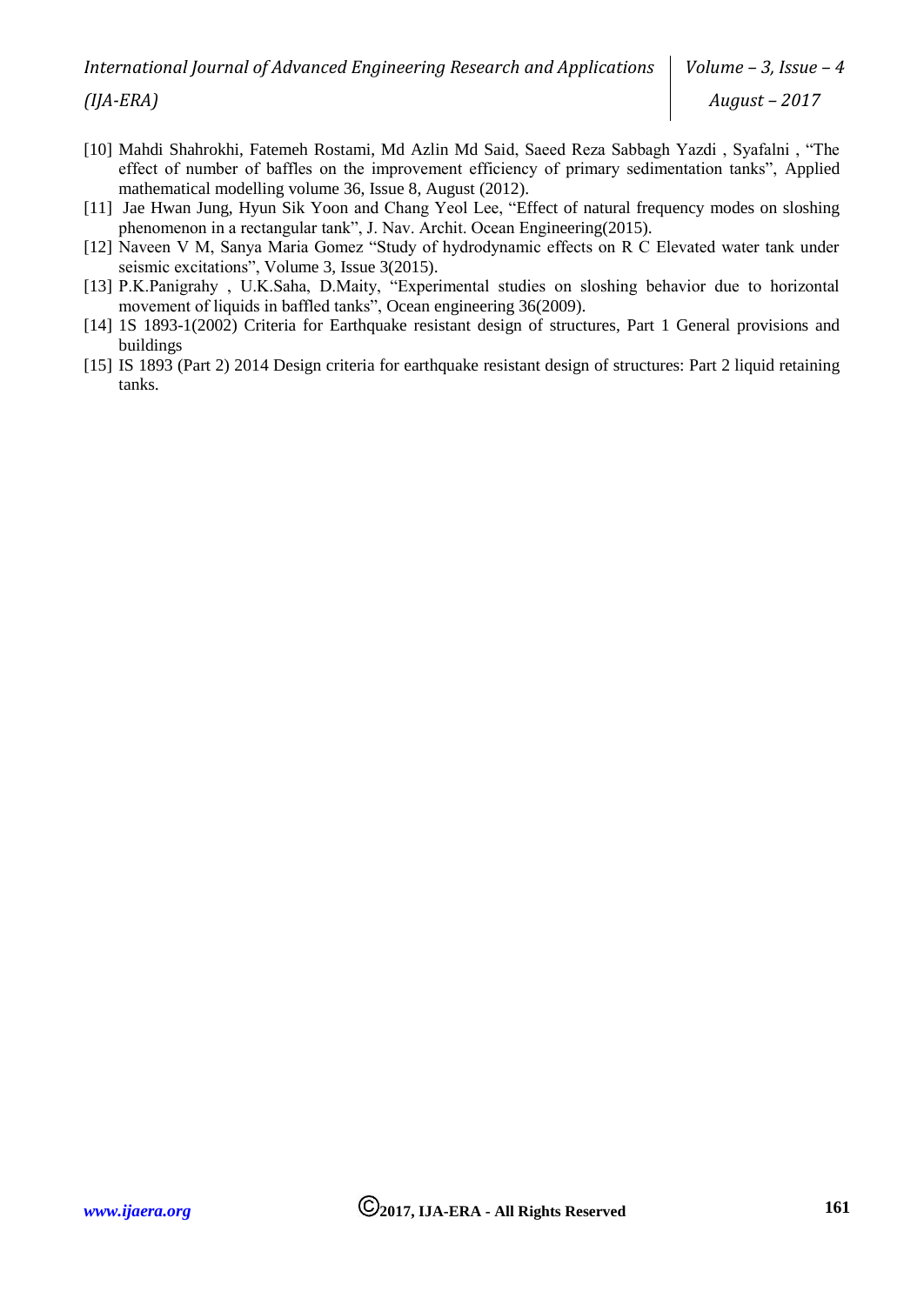[10] Mahdi Shahrokhi, Fatemeh Rostami, Md Azlin Md Said, Saeed Reza Sabbagh Yazdi , Syafalni , “The effect of number of baffles on the improvement efficiency of primary sedimentation tanks”, Applied mathematical modelling volume 36, Issue 8, August (2012).

[11] Jae Hwan Jung, Hyun Sik Yoon and Chang Yeol Lee, “Effect of natural frequency modes on sloshing phenomenon in a rectangular tank”, J. Nav. Archit. Ocean Engineering(2015).

[12] Naveen V M, Sanya Maria Gomez “Study of hydrodynamic effects on R C Elevated water tank under seismic excitations”, Volume 3, Issue 3(2015).

[13] P.K.Panigrahy , U.K.Saha, D.Maity, “Experimental studies on sloshing behavior due to horizontal movement of liquids in baffled tanks”, Ocean engineering 36(2009).

[14] 1S 1893-1(2002) Criteria for Earthquake resistant design of structures, Part 1 General provisions and buildings

[15] IS 1893 (Part 2) 2014 Design criteria for earthquake resistant design of structures: Part 2 liquid retaining tanks.